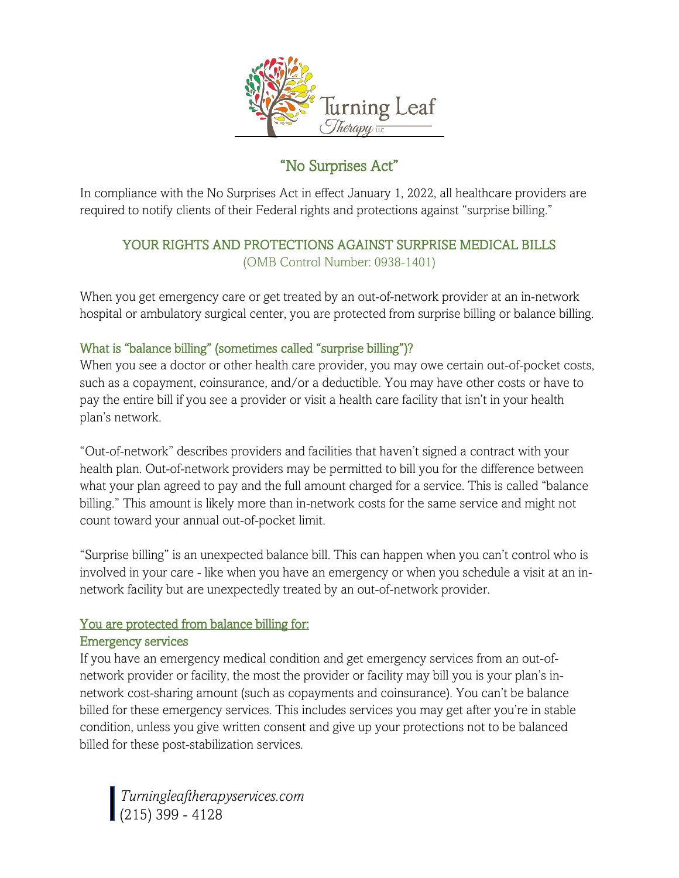Turning Leaf Therapy LLC

# "No Surprises Act"

In compliance with the No Surprises Act in effect January 1, 2022, all healthcare providers are required to notify clients of their Federal rights and protections against "surprise billing."

## YOUR RIGHTS AND PROTECTIONS AGAINST SURPRISE MEDICAL BILLS

(OMB Control Number: 0938-1401)

When you get emergency care or get treated by an out-of-network provider at an in-network hospital or ambulatory surgical center, you are protected from surprise billing or balance billing.

### What is "balance billing" (sometimes called "surprise billing")?

When you see a doctor or other health care provider, you may owe certain out-of-pocket costs, such as a copayment, coinsurance, and/or a deductible. You may have other costs or have to pay the entire bill if you see a provider or visit a health care facility that isn't in your health plan's network.

"Out-of-network" describes providers and facilities that haven't signed a contract with your health plan. Out-of-network providers may be permitted to bill you for the difference between what your plan agreed to pay and the full amount charged for a service. This is called "balance billing." This amount is likely more than in-network costs for the same service and might not count toward your annual out-of-pocket limit.

"Surprise billing" is an unexpected balance bill. This can happen when you can't control who is involved in your care - like when you have an emergency or when you schedule a visit at an in-network facility but are unexpectedly treated by an out-of-network provider.

### You are protected from balance billing for:

#### Emergency services

If you have an emergency medical condition and get emergency services from an out-of-network provider or facility, the most the provider or facility may bill you is your plan's in-network cost-sharing amount (such as copayments and coinsurance). You can't be balance billed for these emergency services. This includes services you may get after you're in stable condition, unless you give written consent and give up your protections not to be balanced billed for these post-stabilization services.

*Turningleaftherapyservices.com*
(215) 399 - 4128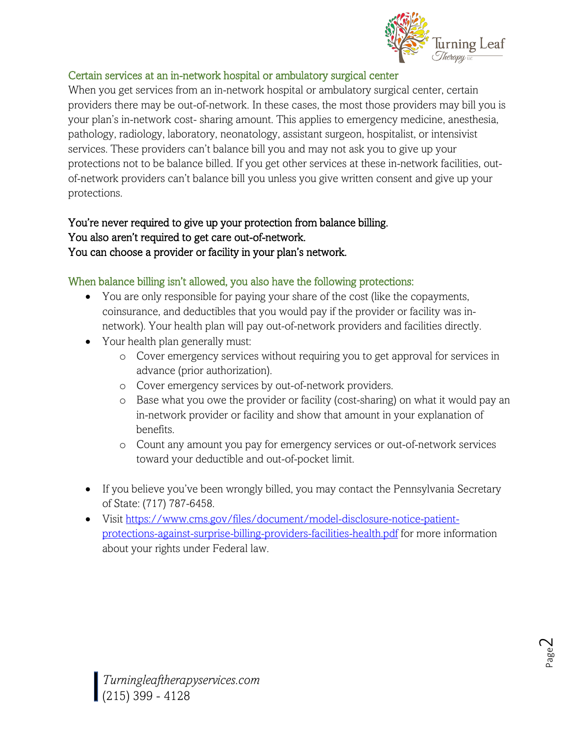## Certain services at an in-network hospital or ambulatory surgical center

When you get services from an in-network hospital or ambulatory surgical center, certain providers there may be out-of-network. In these cases, the most those providers may bill you is your plan's in-network cost- sharing amount. This applies to emergency medicine, anesthesia, pathology, radiology, laboratory, neonatology, assistant surgeon, hospitalist, or intensivist services. These providers can't balance bill you and may not ask you to give up your protections not to be balance billed. If you get other services at these in-network facilities, out-of-network providers can't balance bill you unless you give written consent and give up your protections.

**You're never required to give up your protection from balance billing.**
**You also aren't required to get care out-of-network.**
**You can choose a provider or facility in your plan's network.**

## When balance billing isn't allowed, you also have the following protections:

- You are only responsible for paying your share of the cost (like the copayments, coinsurance, and deductibles that you would pay if the provider or facility was in-network). Your health plan will pay out-of-network providers and facilities directly.
- Your health plan generally must:
  - Cover emergency services without requiring you to get approval for services in advance (prior authorization).
  - Cover emergency services by out-of-network providers.
  - Base what you owe the provider or facility (cost-sharing) on what it would pay an in-network provider or facility and show that amount in your explanation of benefits.
  - Count any amount you pay for emergency services or out-of-network services toward your deductible and out-of-pocket limit.
- If you believe you've been wrongly billed, you may contact the Pennsylvania Secretary of State: (717) 787-6458.
- Visit https://www.cms.gov/files/document/model-disclosure-notice-patient-protections-against-surprise-billing-providers-facilities-health.pdf for more information about your rights under Federal law.